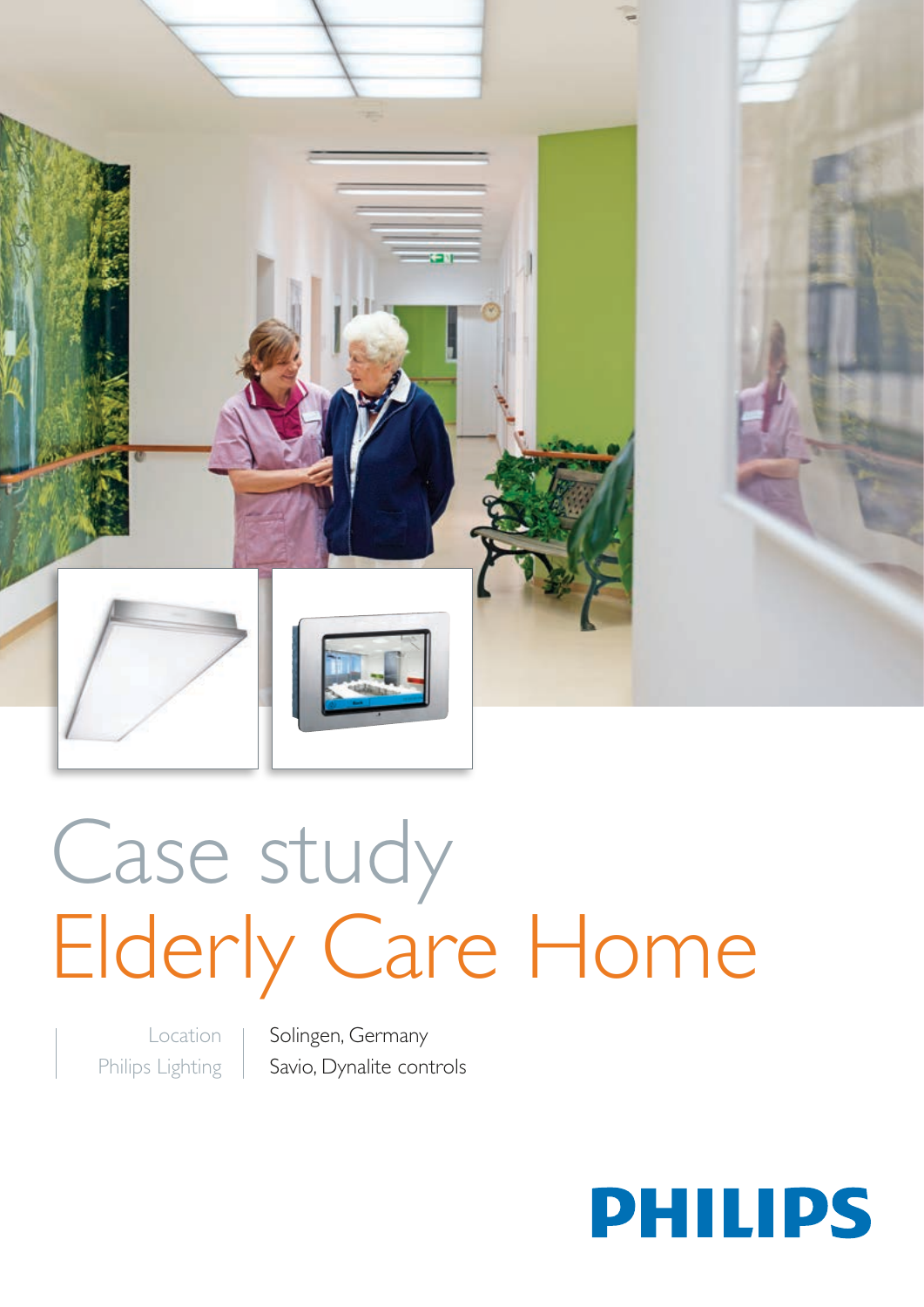# Case study
# Elderly Care Home

| Location | Solingen, Germany |
|---|---|
| Philips Lighting | Savio, Dynalite controls |

PHILIPS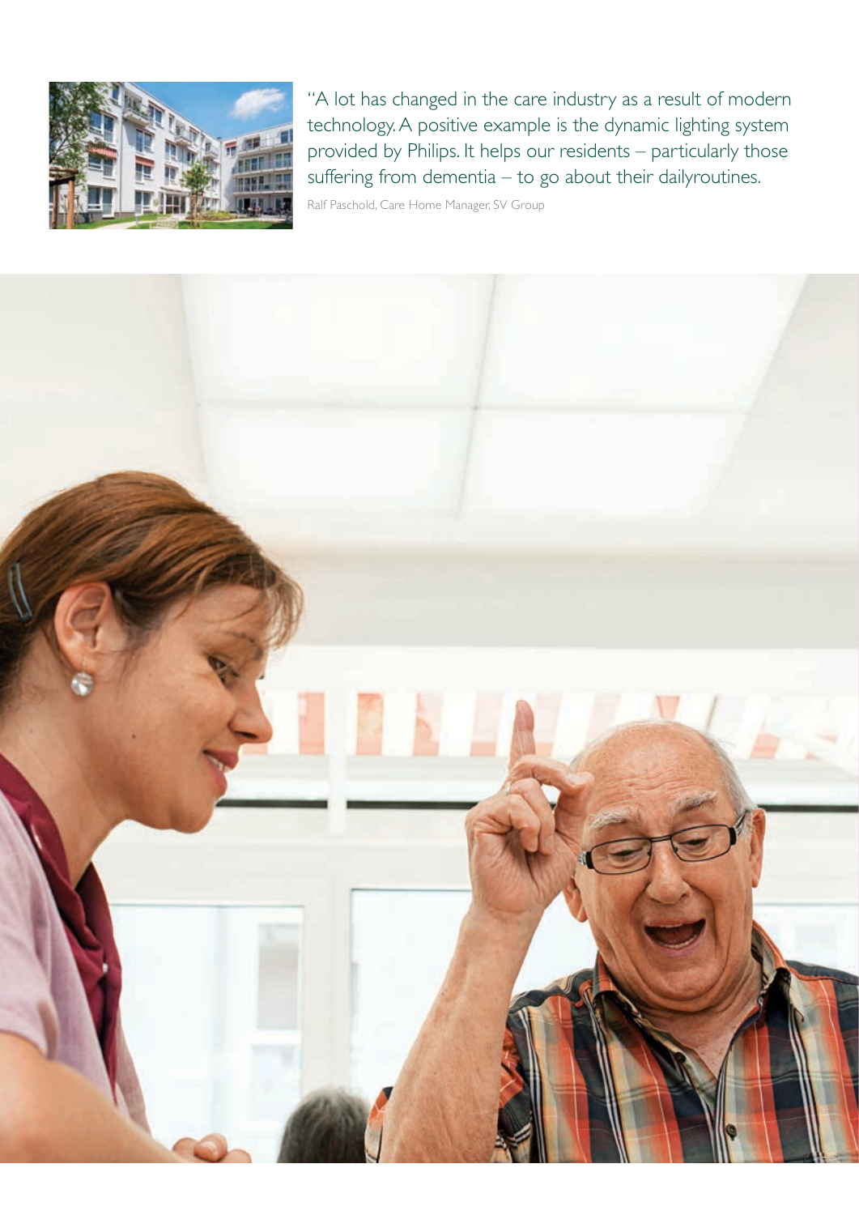"A lot has changed in the care industry as a result of modern technology. A positive example is the dynamic lighting system provided by Philips. It helps our residents – particularly those suffering from dementia – to go about their dailyroutines.

Ralf Paschold, Care Home Manager, SV Group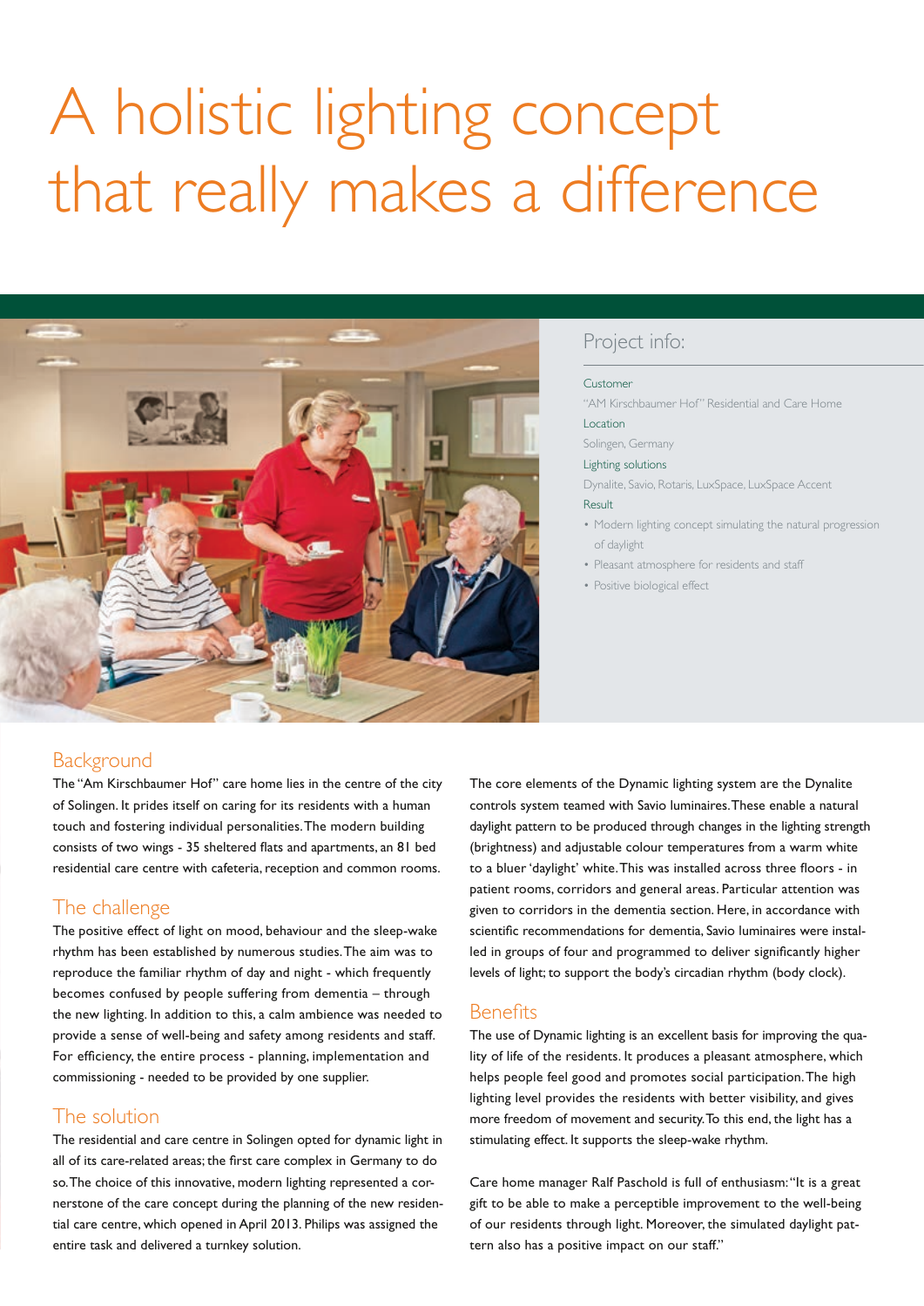# A holistic lighting concept that really makes a difference

## Project info:

**Customer**
"AM Kirschbaumer Hof" Residential and Care Home

**Location**
Solingen, Germany

**Lighting solutions**
Dynalite, Savio, Rotaris, LuxSpace, LuxSpace Accent

**Result**
- Modern lighting concept simulating the natural progression of daylight
- Pleasant atmosphere for residents and staff
- Positive biological effect

## Background

The "Am Kirschbaumer Hof" care home lies in the centre of the city of Solingen. It prides itself on caring for its residents with a human touch and fostering individual personalities. The modern building consists of two wings - 35 sheltered flats and apartments, an 81 bed residential care centre with cafeteria, reception and common rooms.

## The challenge

The positive effect of light on mood, behaviour and the sleep-wake rhythm has been established by numerous studies. The aim was to reproduce the familiar rhythm of day and night - which frequently becomes confused by people suffering from dementia – through the new lighting. In addition to this, a calm ambience was needed to provide a sense of well-being and safety among residents and staff. For efficiency, the entire process - planning, implementation and commissioning - needed to be provided by one supplier.

## The solution

The residential and care centre in Solingen opted for dynamic light in all of its care-related areas; the first care complex in Germany to do so. The choice of this innovative, modern lighting represented a cornerstone of the care concept during the planning of the new residential care centre, which opened in April 2013. Philips was assigned the entire task and delivered a turnkey solution.

The core elements of the Dynamic lighting system are the Dynalite controls system teamed with Savio luminaires. These enable a natural daylight pattern to be produced through changes in the lighting strength (brightness) and adjustable colour temperatures from a warm white to a bluer 'daylight' white. This was installed across three floors - in patient rooms, corridors and general areas. Particular attention was given to corridors in the dementia section. Here, in accordance with scientific recommendations for dementia, Savio luminaires were installed in groups of four and programmed to deliver significantly higher levels of light; to support the body's circadian rhythm (body clock).

## Benefits

The use of Dynamic lighting is an excellent basis for improving the quality of life of the residents. It produces a pleasant atmosphere, which helps people feel good and promotes social participation. The high lighting level provides the residents with better visibility, and gives more freedom of movement and security. To this end, the light has a stimulating effect. It supports the sleep-wake rhythm.

Care home manager Ralf Paschold is full of enthusiasm: "It is a great gift to be able to make a perceptible improvement to the well-being of our residents through light. Moreover, the simulated daylight pattern also has a positive impact on our staff."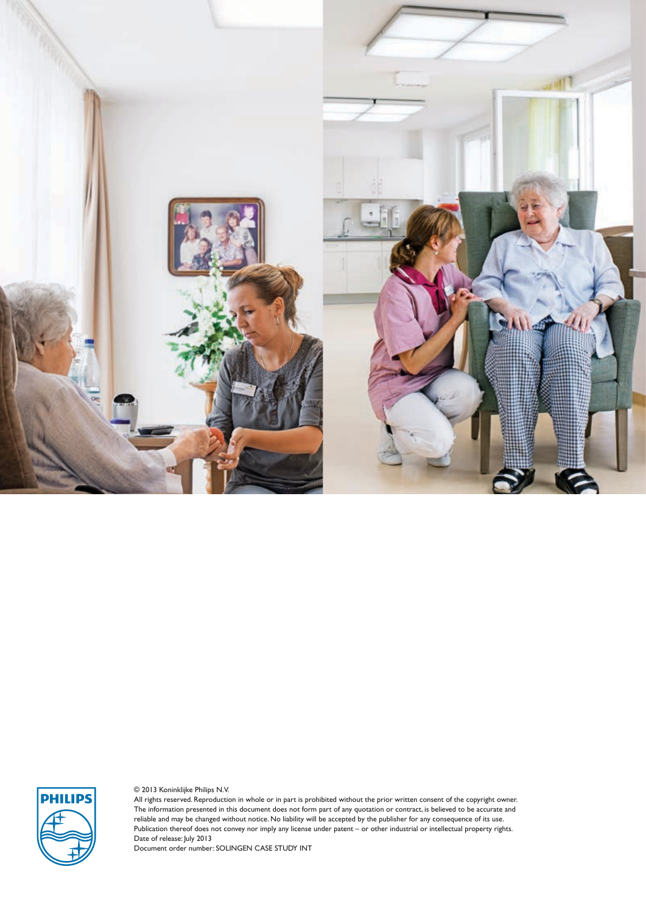PHILIPS

© 2013 Koninklijke Philips N.V.
All rights reserved. Reproduction in whole or in part is prohibited without the prior written consent of the copyright owner.
The information presented in this document does not form part of any quotation or contract, is believed to be accurate and reliable and may be changed without notice. No liability will be accepted by the publisher for any consequence of its use.
Publication thereof does not convey nor imply any license under patent – or other industrial or intellectual property rights.
Date of release: July 2013
Document order number: SOLINGEN CASE STUDY INT